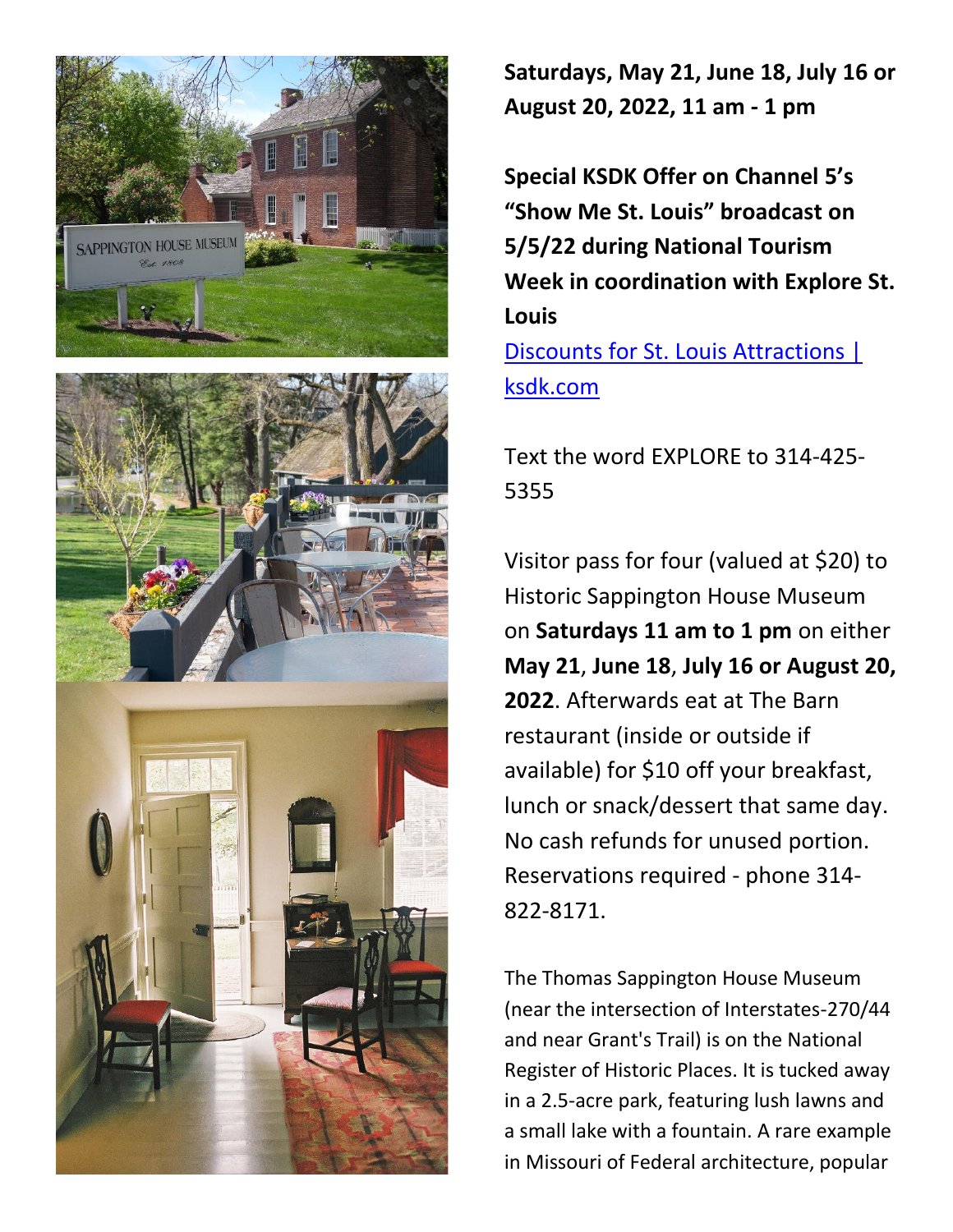**Saturdays, May 21, June 18, July 16 or August 20, 2022, 11 am - 1 pm**

**Special KSDK Offer on Channel 5's "Show Me St. Louis" broadcast on 5/5/22 during National Tourism Week in coordination with Explore St. Louis**

[Discounts for St. Louis Attractions | ksdk.com]

Text the word EXPLORE to 314-425-5355

Visitor pass for four (valued at $20) to Historic Sappington House Museum on **Saturdays 11 am to 1 pm** on either **May 21**, **June 18**, **July 16 or August 20, 2022**. Afterwards eat at The Barn restaurant (inside or outside if available) for $10 off your breakfast, lunch or snack/dessert that same day. No cash refunds for unused portion. Reservations required - phone 314-822-8171.

The Thomas Sappington House Museum (near the intersection of Interstates-270/44 and near Grant's Trail) is on the National Register of Historic Places. It is tucked away in a 2.5-acre park, featuring lush lawns and a small lake with a fountain. A rare example in Missouri of Federal architecture, popular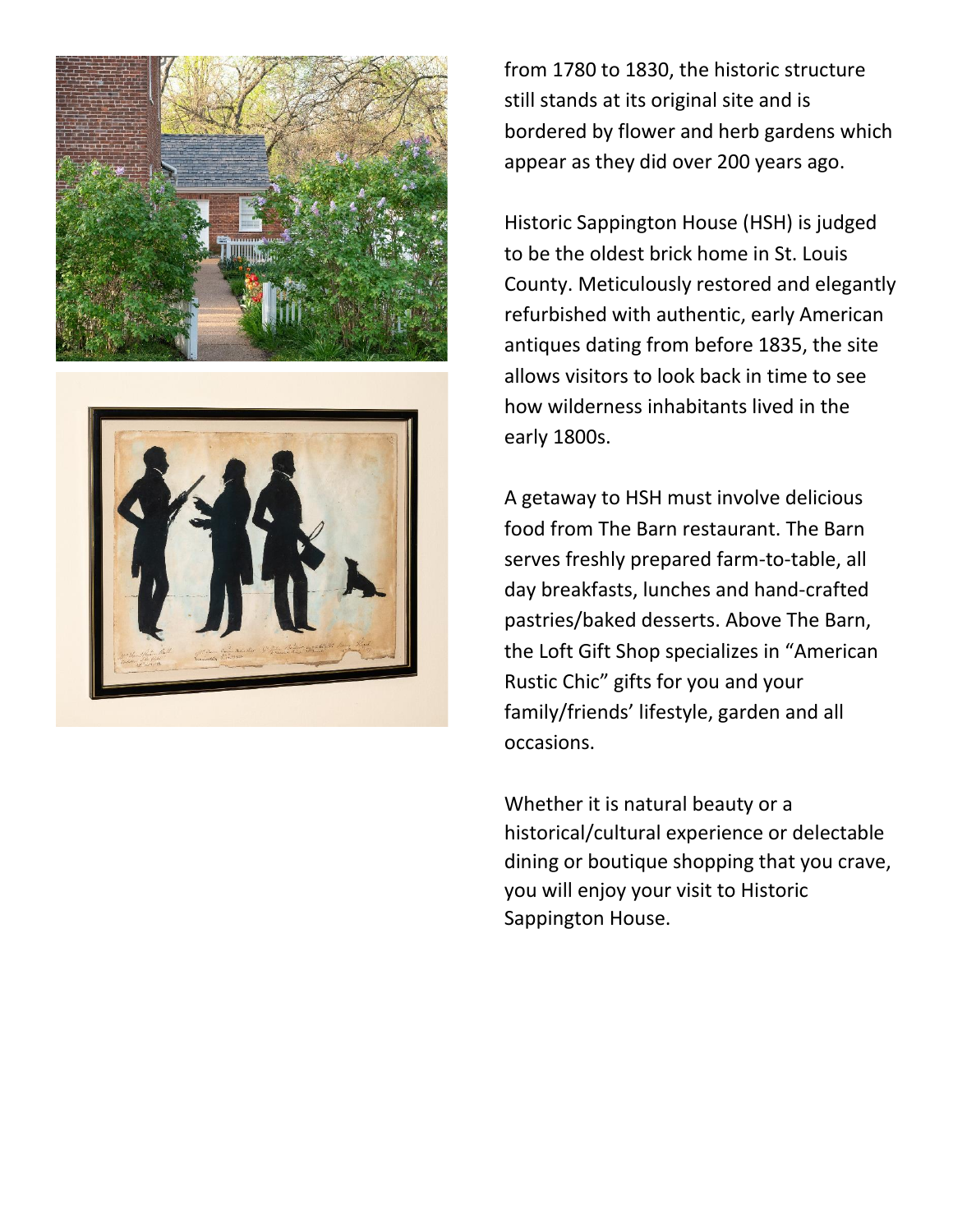from 1780 to 1830, the historic structure still stands at its original site and is bordered by flower and herb gardens which appear as they did over 200 years ago.

Historic Sappington House (HSH) is judged to be the oldest brick home in St. Louis County. Meticulously restored and elegantly refurbished with authentic, early American antiques dating from before 1835, the site allows visitors to look back in time to see how wilderness inhabitants lived in the early 1800s.

A getaway to HSH must involve delicious food from The Barn restaurant. The Barn serves freshly prepared farm-to-table, all day breakfasts, lunches and hand-crafted pastries/baked desserts. Above The Barn, the Loft Gift Shop specializes in "American Rustic Chic" gifts for you and your family/friends' lifestyle, garden and all occasions.

Whether it is natural beauty or a historical/cultural experience or delectable dining or boutique shopping that you crave, you will enjoy your visit to Historic Sappington House.